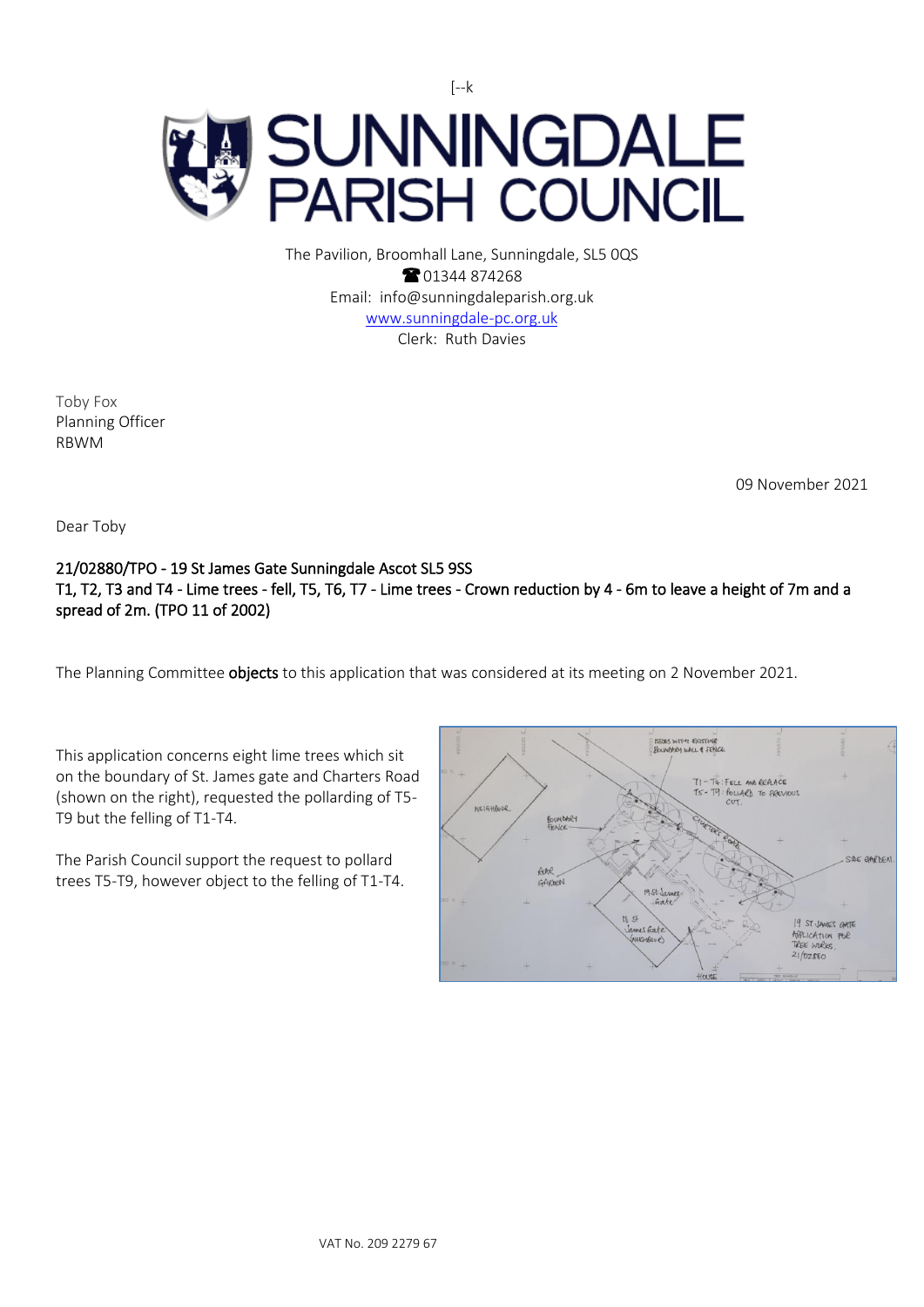[--k

# SUNNINGDALE PARISH COUNCIL

The Pavilion, Broomhall Lane, Sunningdale, SL5 0QS
☎ 01344 874268
Email: info@sunningdaleparish.org.uk
www.sunningdale-pc.org.uk
Clerk: Ruth Davies

Toby Fox
Planning Officer
RBWM

09 November 2021

Dear Toby

**21/02880/TPO - 19 St James Gate Sunningdale Ascot SL5 9SS**
**T1, T2, T3 and T4 - Lime trees - fell, T5, T6, T7 - Lime trees - Crown reduction by 4 - 6m to leave a height of 7m and a spread of 2m. (TPO 11 of 2002)**

The Planning Committee **objects** to this application that was considered at its meeting on 2 November 2021.

This application concerns eight lime trees which sit on the boundary of St. James gate and Charters Road (shown on the right), requested the pollarding of T5-T9 but the felling of T1-T4.

The Parish Council support the request to pollard trees T5-T9, however object to the felling of T1-T4.

Issues with existing boundary wall & fence

T1 - T4: Fell and replace
T5 - T9: Pollard to previous cut.

Neighbour

Boundary fence

Charters Road

Side garden

Rear garden

19 St James Gate

15 St James Gate (Neighbour)

House

19 St James Gate
Application for tree works.
21/02880

VAT No. 209 2279 67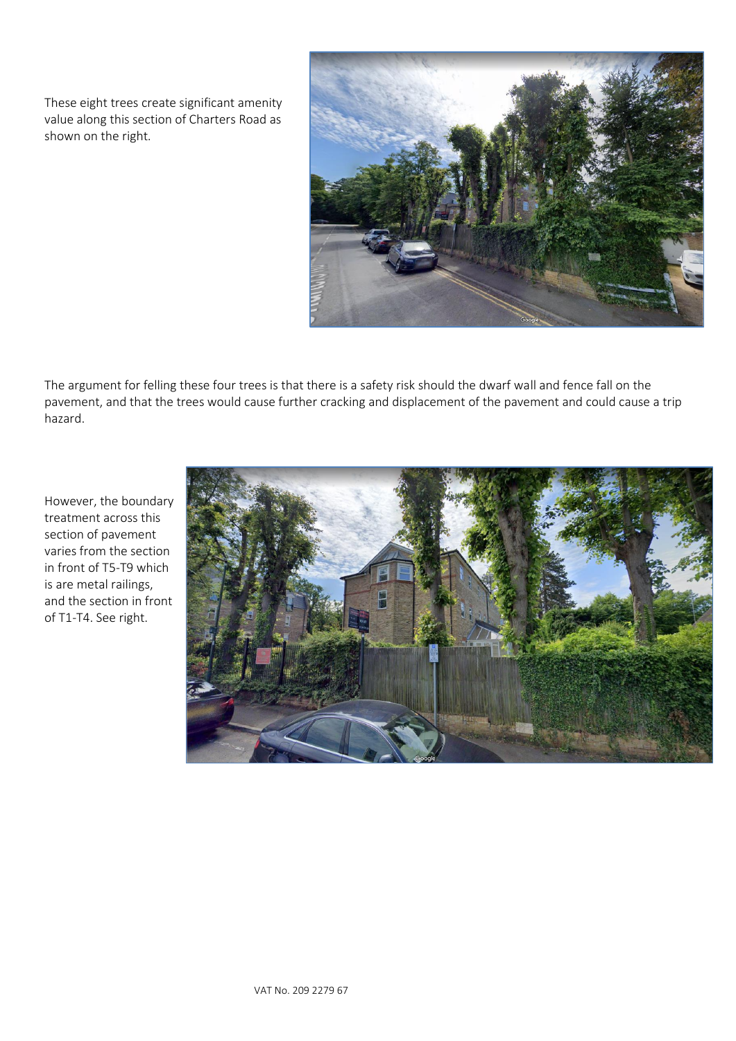These eight trees create significant amenity value along this section of Charters Road as shown on the right.

The argument for felling these four trees is that there is a safety risk should the dwarf wall and fence fall on the pavement, and that the trees would cause further cracking and displacement of the pavement and could cause a trip hazard.

However, the boundary treatment across this section of pavement varies from the section in front of T5-T9 which is are metal railings, and the section in front of T1-T4. See right.

VAT No. 209 2279 67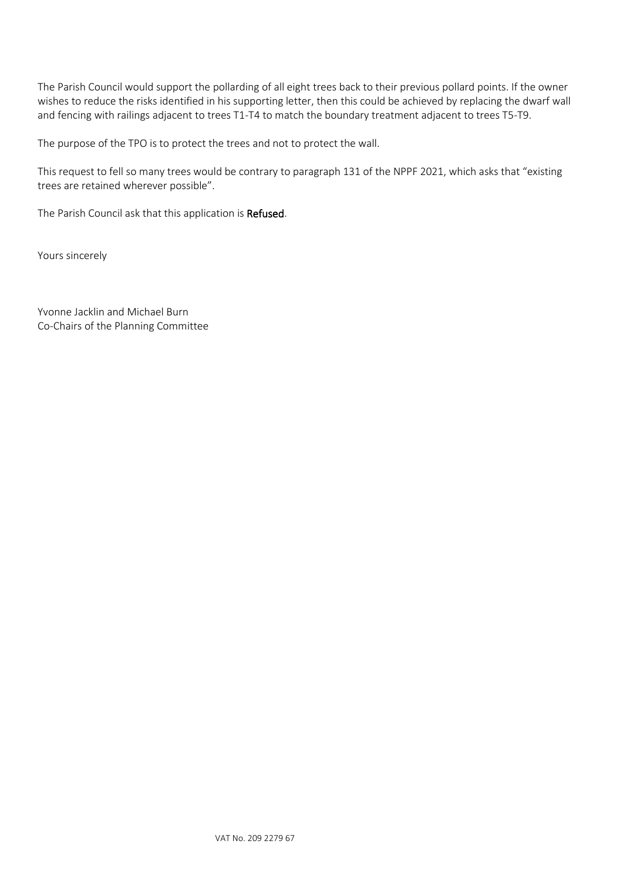The Parish Council would support the pollarding of all eight trees back to their previous pollard points. If the owner wishes to reduce the risks identified in his supporting letter, then this could be achieved by replacing the dwarf wall and fencing with railings adjacent to trees T1-T4 to match the boundary treatment adjacent to trees T5-T9.

The purpose of the TPO is to protect the trees and not to protect the wall.

This request to fell so many trees would be contrary to paragraph 131 of the NPPF 2021, which asks that "existing trees are retained wherever possible".

The Parish Council ask that this application is **Refused**.

Yours sincerely

Yvonne Jacklin and Michael Burn  
Co-Chairs of the Planning Committee

VAT No. 209 2279 67